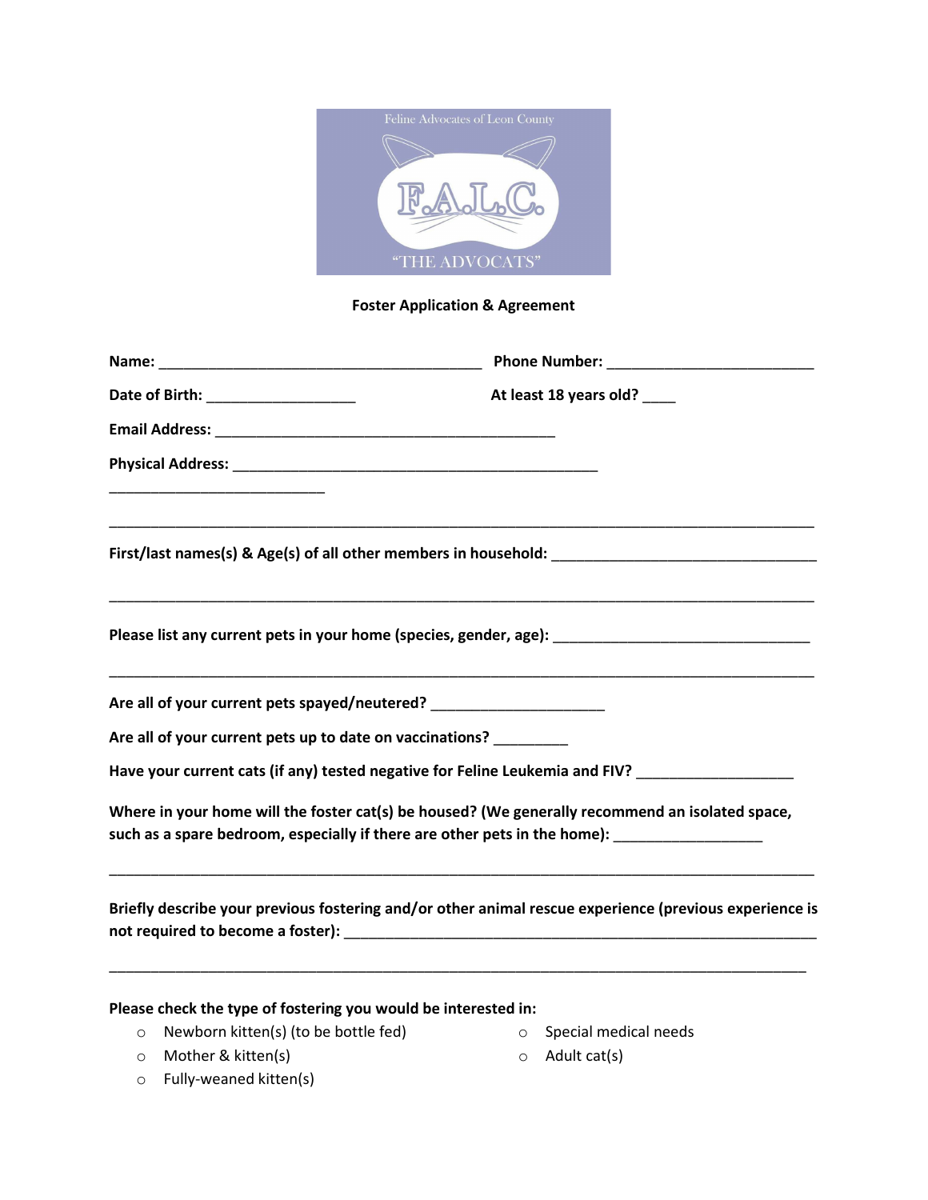Feline Advocates of Leon County

F.A.L.C.

"THE ADVOCATS"

**Foster Application & Agreement**

**Name:** ________________________________________ **Phone Number:** _________________________

**Date of Birth:** __________________ **At least 18 years old?** ____

**Email Address:** __________________________________________

**Physical Address:** ______________________________________________

___________________________

_____________________________________________________________________________________

**First/last names(s) & Age(s) of all other members in household:** _________________________________

_____________________________________________________________________________________

**Please list any current pets in your home (species, gender, age):** ________________________________

_____________________________________________________________________________________

**Are all of your current pets spayed/neutered?** _____________________

**Are all of your current pets up to date on vaccinations?** _________

**Have your current cats (if any) tested negative for Feline Leukemia and FIV?** ___________________

**Where in your home will the foster cat(s) be housed? (We generally recommend an isolated space, such as a spare bedroom, especially if there are other pets in the home):** __________________

_____________________________________________________________________________________

**Briefly describe your previous fostering and/or other animal rescue experience (previous experience is not required to become a foster):** ____________________________________________________________

_____________________________________________________________________________________

**Please check the type of fostering you would be interested in:**

- ○ Newborn kitten(s) (to be bottle fed)
- ○ Mother & kitten(s)
- ○ Fully-weaned kitten(s)
- ○ Special medical needs
- ○ Adult cat(s)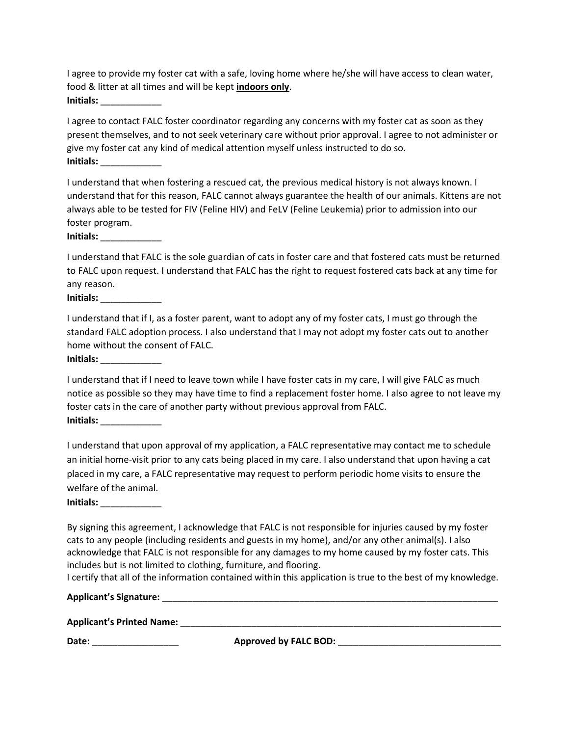I agree to provide my foster cat with a safe, loving home where he/she will have access to clean water, food & litter at all times and will be kept **indoors only**.

**Initials:** ____________

I agree to contact FALC foster coordinator regarding any concerns with my foster cat as soon as they present themselves, and to not seek veterinary care without prior approval. I agree to not administer or give my foster cat any kind of medical attention myself unless instructed to do so.

**Initials:** ____________

I understand that when fostering a rescued cat, the previous medical history is not always known. I understand that for this reason, FALC cannot always guarantee the health of our animals. Kittens are not always able to be tested for FIV (Feline HIV) and FeLV (Feline Leukemia) prior to admission into our foster program.

**Initials:** ____________

I understand that FALC is the sole guardian of cats in foster care and that fostered cats must be returned to FALC upon request. I understand that FALC has the right to request fostered cats back at any time for any reason.

**Initials:** ____________

I understand that if I, as a foster parent, want to adopt any of my foster cats, I must go through the standard FALC adoption process. I also understand that I may not adopt my foster cats out to another home without the consent of FALC.

**Initials:** ____________

I understand that if I need to leave town while I have foster cats in my care, I will give FALC as much notice as possible so they may have time to find a replacement foster home. I also agree to not leave my foster cats in the care of another party without previous approval from FALC.

**Initials:** ____________

I understand that upon approval of my application, a FALC representative may contact me to schedule an initial home-visit prior to any cats being placed in my care. I also understand that upon having a cat placed in my care, a FALC representative may request to perform periodic home visits to ensure the welfare of the animal.

**Initials:** ____________

By signing this agreement, I acknowledge that FALC is not responsible for injuries caused by my foster cats to any people (including residents and guests in my home), and/or any other animal(s). I also acknowledge that FALC is not responsible for any damages to my home caused by my foster cats. This includes but is not limited to clothing, furniture, and flooring.

I certify that all of the information contained within this application is true to the best of my knowledge.

**Applicant's Signature:** ____________________________________________________________________

**Applicant's Printed Name:** ________________________________________________________________

**Date:** _________________ **Approved by FALC BOD:** ________________________________